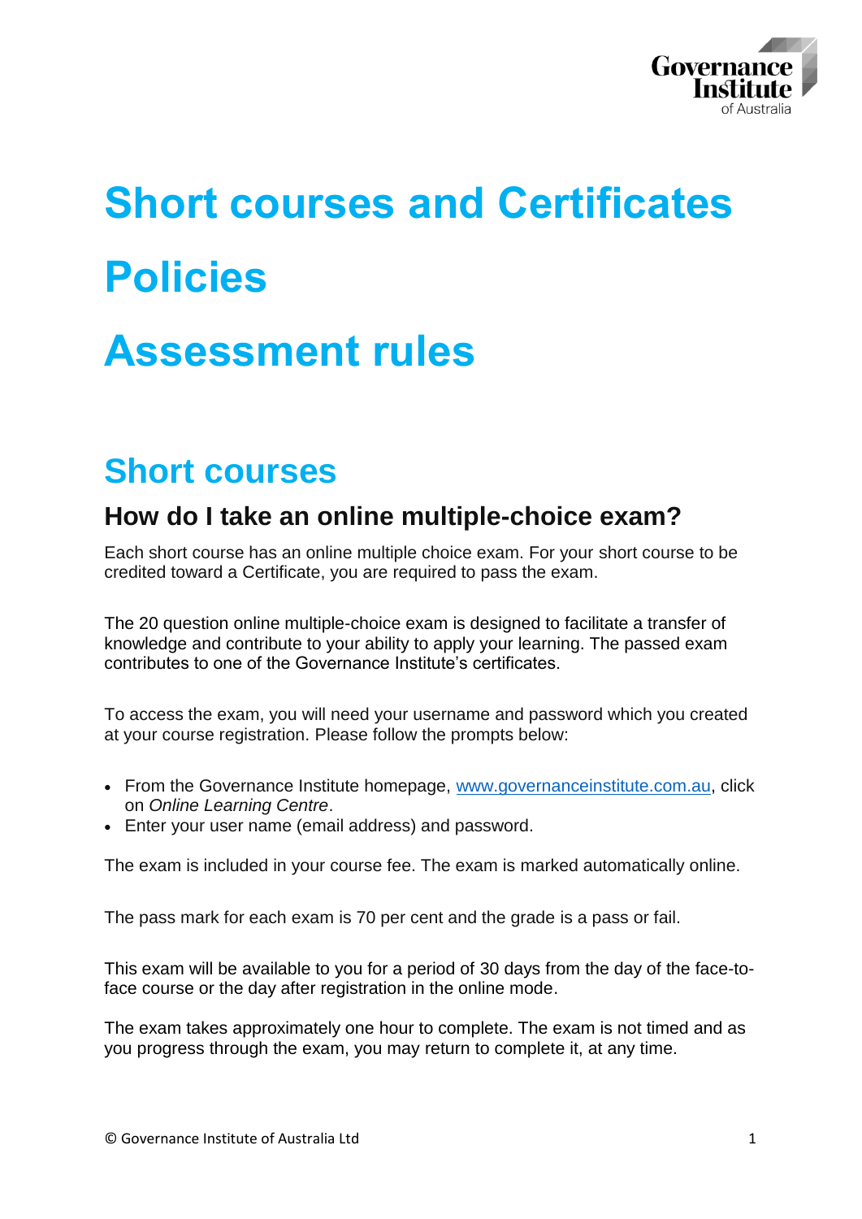# Short courses and Certificates

# Policies

# Assessment rules

## Short courses

### How do I take an online multiple-choice exam?

Each short course has an online multiple choice exam. For your short course to be credited toward a Certificate, you are required to pass the exam.

The 20 question online multiple-choice exam is designed to facilitate a transfer of knowledge and contribute to your ability to apply your learning. The passed exam contributes to one of the Governance Institute's certificates.

To access the exam, you will need your username and password which you created at your course registration. Please follow the prompts below:

- From the Governance Institute homepage, [www.governanceinstitute.com.au](http://www.governanceinstitute.com.au), click on *Online Learning Centre*.
- Enter your user name (email address) and password.

The exam is included in your course fee. The exam is marked automatically online.

The pass mark for each exam is 70 per cent and the grade is a pass or fail.

This exam will be available to you for a period of 30 days from the day of the face-to-face course or the day after registration in the online mode.

The exam takes approximately one hour to complete. The exam is not timed and as you progress through the exam, you may return to complete it, at any time.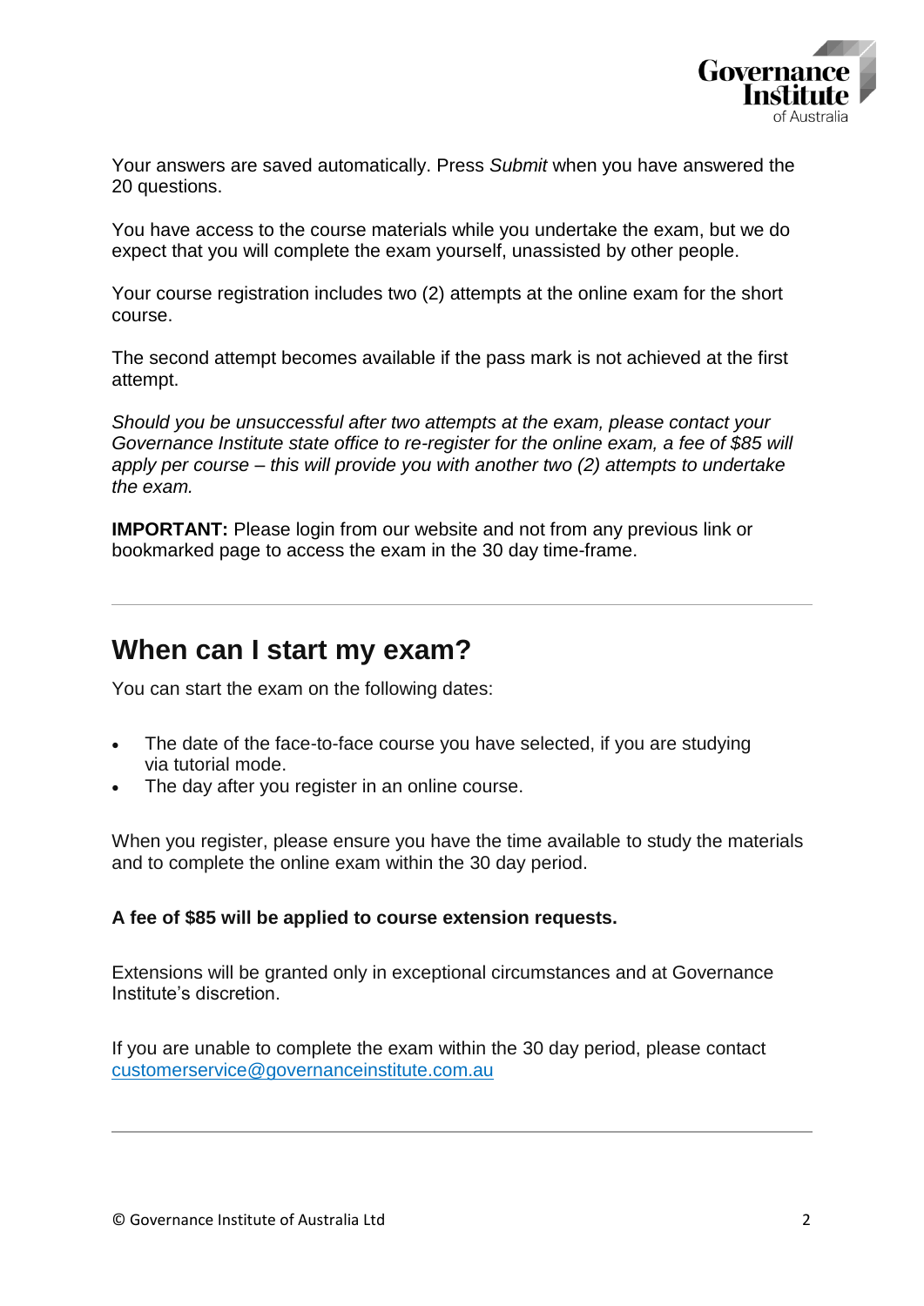Your answers are saved automatically. Press *Submit* when you have answered the 20 questions.

You have access to the course materials while you undertake the exam, but we do expect that you will complete the exam yourself, unassisted by other people.

Your course registration includes two (2) attempts at the online exam for the short course.

The second attempt becomes available if the pass mark is not achieved at the first attempt.

*Should you be unsuccessful after two attempts at the exam, please contact your Governance Institute state office to re-register for the online exam, a fee of $85 will apply per course – this will provide you with another two (2) attempts to undertake the exam.*

**IMPORTANT:** Please login from our website and not from any previous link or bookmarked page to access the exam in the 30 day time-frame.

---

## When can I start my exam?

You can start the exam on the following dates:

- The date of the face-to-face course you have selected, if you are studying via tutorial mode.
- The day after you register in an online course.

When you register, please ensure you have the time available to study the materials and to complete the online exam within the 30 day period.

**A fee of $85 will be applied to course extension requests.**

Extensions will be granted only in exceptional circumstances and at Governance Institute's discretion.

If you are unable to complete the exam within the 30 day period, please contact customerservice@governanceinstitute.com.au

---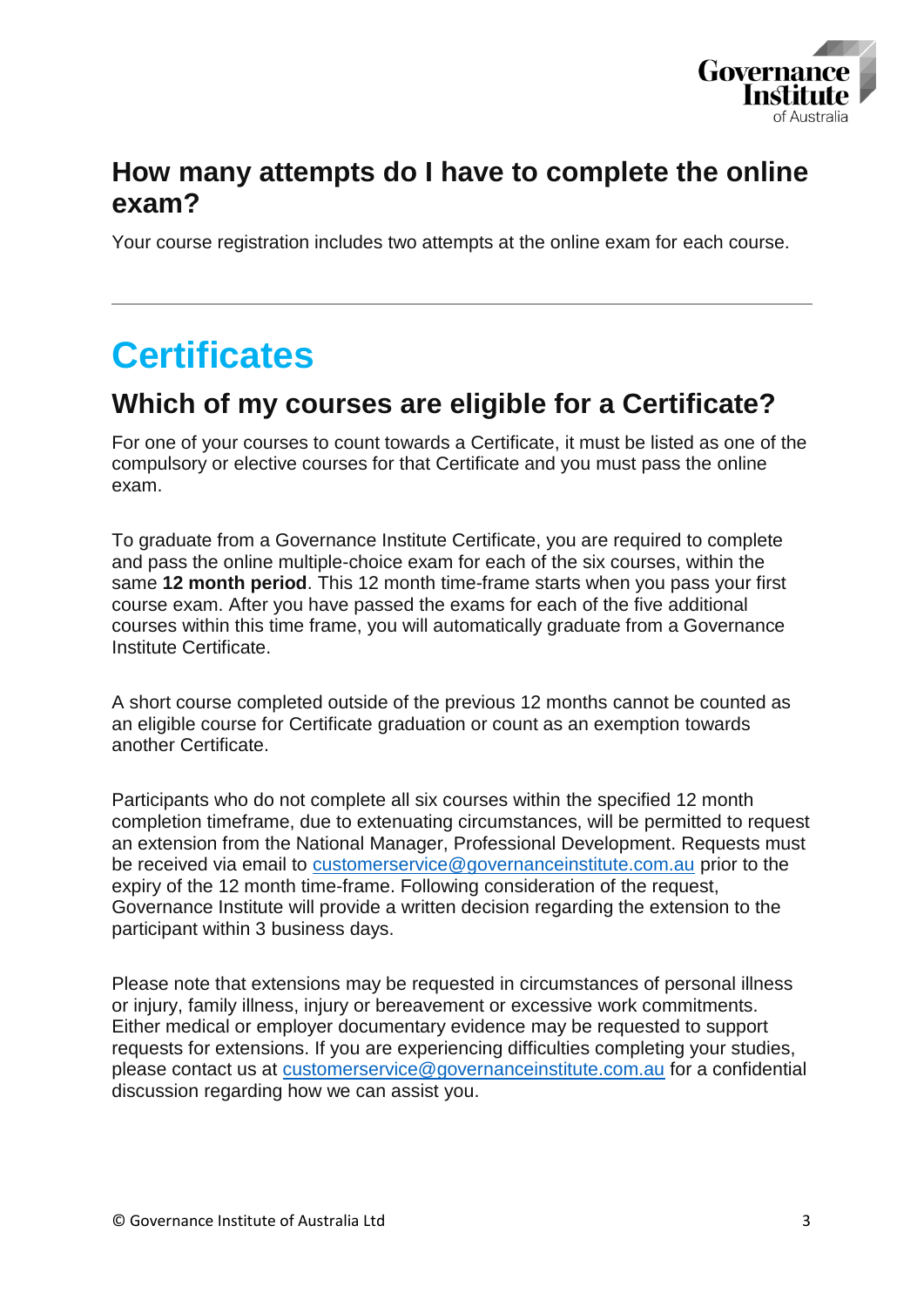## How many attempts do I have to complete the online exam?

Your course registration includes two attempts at the online exam for each course.

---

# Certificates

## Which of my courses are eligible for a Certificate?

For one of your courses to count towards a Certificate, it must be listed as one of the compulsory or elective courses for that Certificate and you must pass the online exam.

To graduate from a Governance Institute Certificate, you are required to complete and pass the online multiple-choice exam for each of the six courses, within the same **12 month period**. This 12 month time-frame starts when you pass your first course exam. After you have passed the exams for each of the five additional courses within this time frame, you will automatically graduate from a Governance Institute Certificate.

A short course completed outside of the previous 12 months cannot be counted as an eligible course for Certificate graduation or count as an exemption towards another Certificate.

Participants who do not complete all six courses within the specified 12 month completion timeframe, due to extenuating circumstances, will be permitted to request an extension from the National Manager, Professional Development. Requests must be received via email to customerservice@governanceinstitute.com.au prior to the expiry of the 12 month time-frame. Following consideration of the request, Governance Institute will provide a written decision regarding the extension to the participant within 3 business days.

Please note that extensions may be requested in circumstances of personal illness or injury, family illness, injury or bereavement or excessive work commitments. Either medical or employer documentary evidence may be requested to support requests for extensions. If you are experiencing difficulties completing your studies, please contact us at customerservice@governanceinstitute.com.au for a confidential discussion regarding how we can assist you.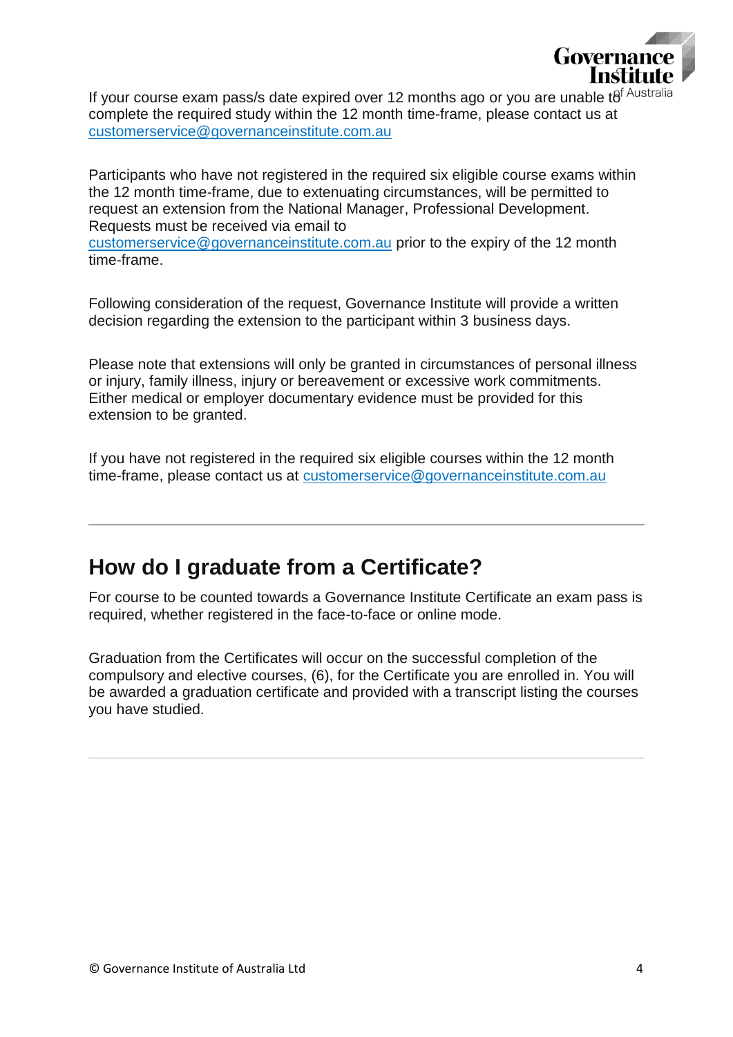If your course exam pass/s date expired over 12 months ago or you are unable to complete the required study within the 12 month time-frame, please contact us at customerservice@governanceinstitute.com.au

Participants who have not registered in the required six eligible course exams within the 12 month time-frame, due to extenuating circumstances, will be permitted to request an extension from the National Manager, Professional Development. Requests must be received via email to customerservice@governanceinstitute.com.au prior to the expiry of the 12 month time-frame.

Following consideration of the request, Governance Institute will provide a written decision regarding the extension to the participant within 3 business days.

Please note that extensions will only be granted in circumstances of personal illness or injury, family illness, injury or bereavement or excessive work commitments. Either medical or employer documentary evidence must be provided for this extension to be granted.

If you have not registered in the required six eligible courses within the 12 month time-frame, please contact us at customerservice@governanceinstitute.com.au

---

## How do I graduate from a Certificate?

For course to be counted towards a Governance Institute Certificate an exam pass is required, whether registered in the face-to-face or online mode.

Graduation from the Certificates will occur on the successful completion of the compulsory and elective courses, (6), for the Certificate you are enrolled in. You will be awarded a graduation certificate and provided with a transcript listing the courses you have studied.

---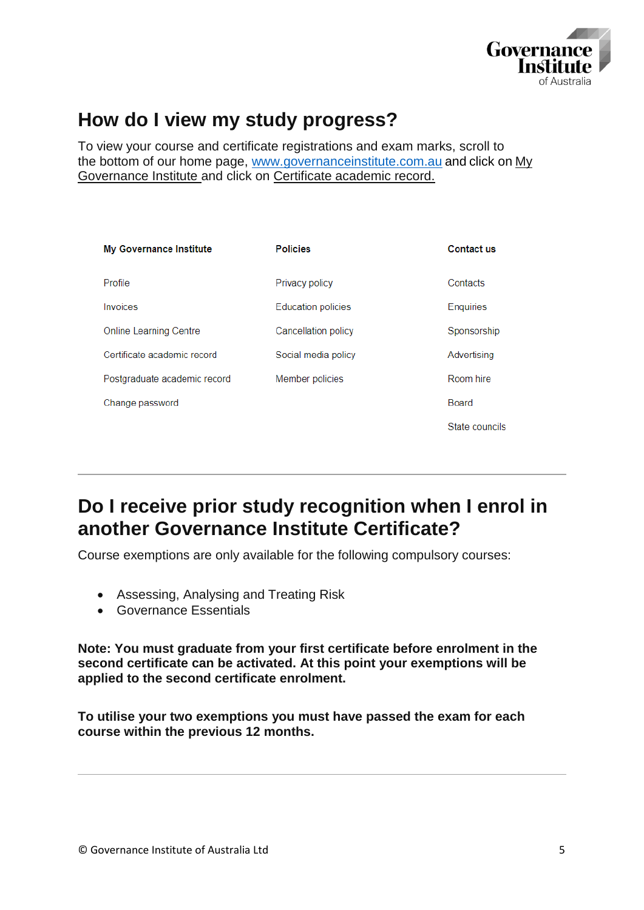## How do I view my study progress?

To view your course and certificate registrations and exam marks, scroll to the bottom of our home page, www.governanceinstitute.com.au and click on My Governance Institute and click on Certificate academic record.

| My Governance Institute | Policies | Contact us |
|---|---|---|
| Profile | Privacy policy | Contacts |
| Invoices | Education policies | Enquiries |
| Online Learning Centre | Cancellation policy | Sponsorship |
| Certificate academic record | Social media policy | Advertising |
| Postgraduate academic record | Member policies | Room hire |
| Change password | | Board |
| | | State councils |

---

## Do I receive prior study recognition when I enrol in another Governance Institute Certificate?

Course exemptions are only available for the following compulsory courses:

- Assessing, Analysing and Treating Risk
- Governance Essentials

**Note: You must graduate from your first certificate before enrolment in the second certificate can be activated. At this point your exemptions will be applied to the second certificate enrolment.**

**To utilise your two exemptions you must have passed the exam for each course within the previous 12 months.**

---

© Governance Institute of Australia Ltd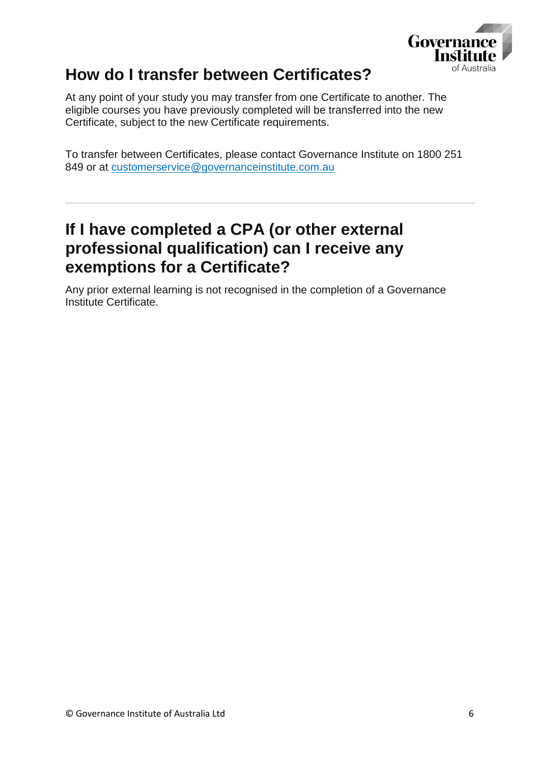## How do I transfer between Certificates?

At any point of your study you may transfer from one Certificate to another. The eligible courses you have previously completed will be transferred into the new Certificate, subject to the new Certificate requirements.

To transfer between Certificates, please contact Governance Institute on 1800 251 849 or at customerservice@governanceinstitute.com.au

---

## If I have completed a CPA (or other external professional qualification) can I receive any exemptions for a Certificate?

Any prior external learning is not recognised in the completion of a Governance Institute Certificate.